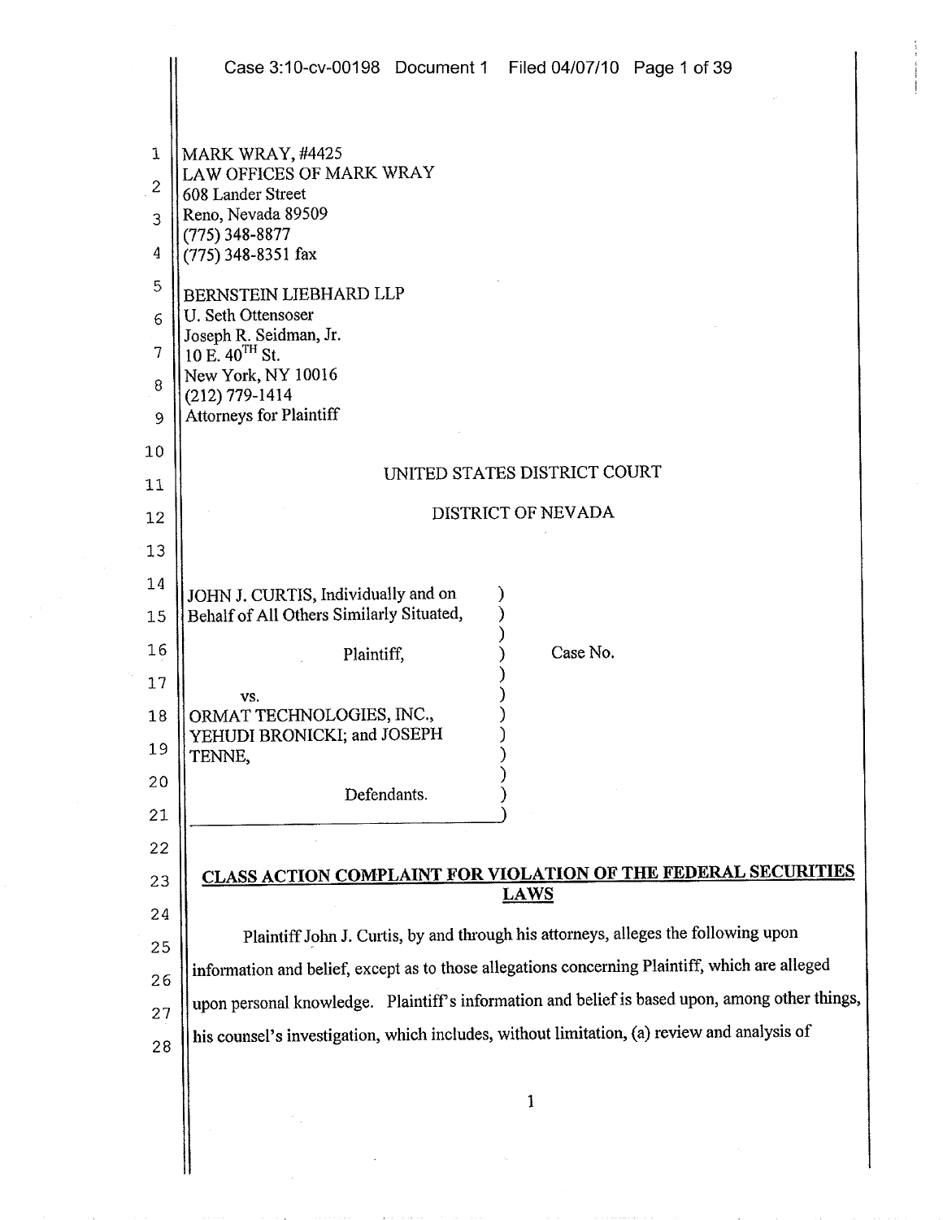MARK WRAY, #4425
LAW OFFICES OF MARK WRAY
608 Lander Street
Reno, Nevada 89509
(775) 348-8877
(775) 348-8351 fax

BERNSTEIN LIEBHARD LLP
U. Seth Ottensoser
Joseph R. Seidman, Jr.
10 E. 40TH St.
New York, NY 10016
(212) 779-1414
Attorneys for Plaintiff

UNITED STATES DISTRICT COURT

DISTRICT OF NEVADA

JOHN J. CURTIS, Individually and on Behalf of All Others Similarly Situated,

Plaintiff,

vs.

ORMAT TECHNOLOGIES, INC., YEHUDI BRONICKI; and JOSEPH TENNE,

Defendants.

Case No.

## CLASS ACTION COMPLAINT FOR VIOLATION OF THE FEDERAL SECURITIES LAWS

Plaintiff John J. Curtis, by and through his attorneys, alleges the following upon information and belief, except as to those allegations concerning Plaintiff, which are alleged upon personal knowledge. Plaintiff's information and belief is based upon, among other things, his counsel's investigation, which includes, without limitation, (a) review and analysis of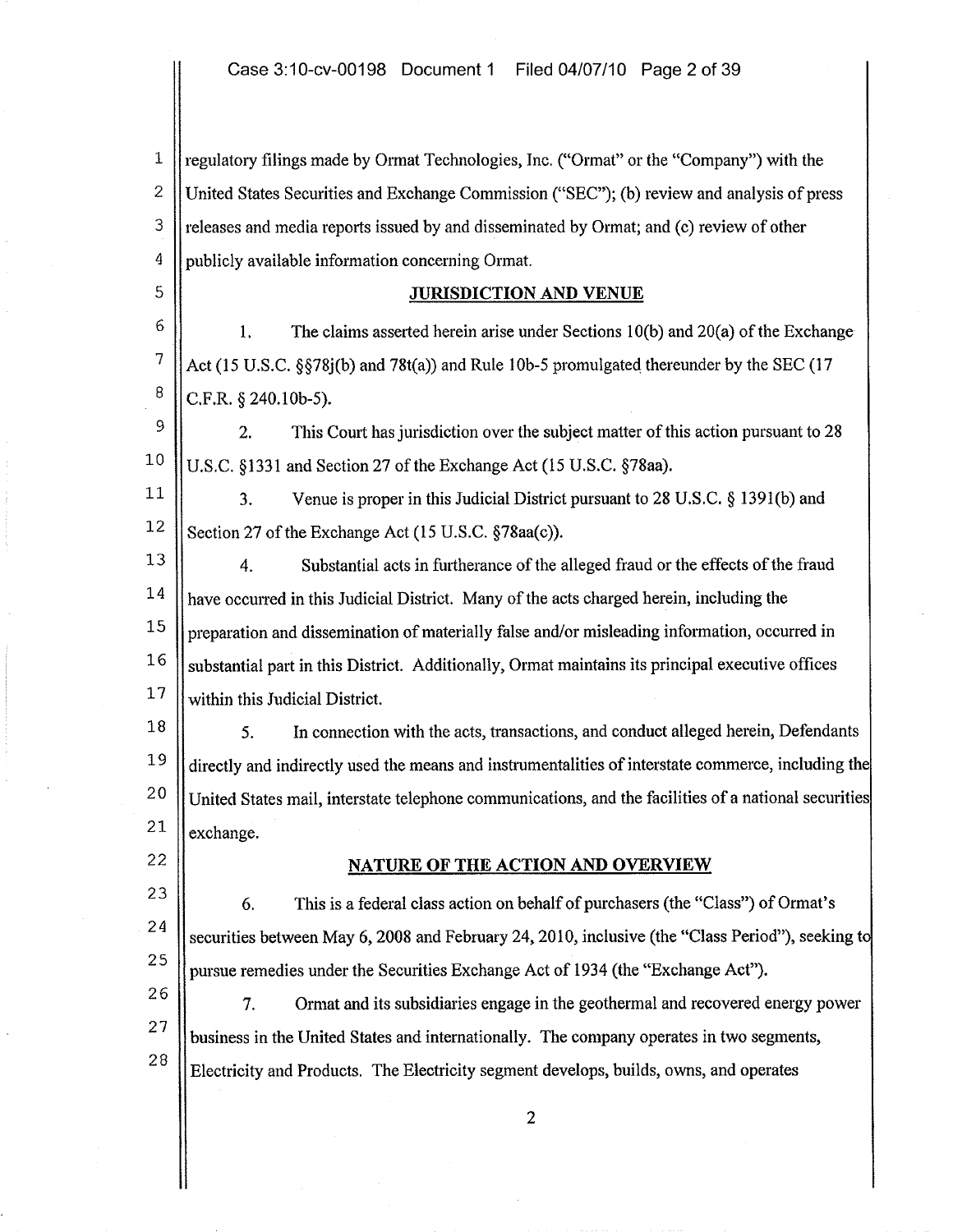regulatory filings made by Ormat Technologies, Inc. ("Ormat" or the "Company") with the United States Securities and Exchange Commission ("SEC"); (b) review and analysis of press releases and media reports issued by and disseminated by Ormat; and (c) review of other publicly available information concerning Ormat.

## JURISDICTION AND VENUE

1. The claims asserted herein arise under Sections 10(b) and 20(a) of the Exchange Act (15 U.S.C. §§78j(b) and 78t(a)) and Rule 10b-5 promulgated thereunder by the SEC (17 C.F.R. § 240.10b-5).

2. This Court has jurisdiction over the subject matter of this action pursuant to 28 U.S.C. §1331 and Section 27 of the Exchange Act (15 U.S.C. §78aa).

3. Venue is proper in this Judicial District pursuant to 28 U.S.C. § 1391(b) and Section 27 of the Exchange Act (15 U.S.C. §78aa(c)).

4. Substantial acts in furtherance of the alleged fraud or the effects of the fraud have occurred in this Judicial District. Many of the acts charged herein, including the preparation and dissemination of materially false and/or misleading information, occurred in substantial part in this District. Additionally, Ormat maintains its principal executive offices within this Judicial District.

5. In connection with the acts, transactions, and conduct alleged herein, Defendants directly and indirectly used the means and instrumentalities of interstate commerce, including the United States mail, interstate telephone communications, and the facilities of a national securities exchange.

## NATURE OF THE ACTION AND OVERVIEW

6. This is a federal class action on behalf of purchasers (the "Class") of Ormat's securities between May 6, 2008 and February 24, 2010, inclusive (the "Class Period"), seeking to pursue remedies under the Securities Exchange Act of 1934 (the "Exchange Act").

7. Ormat and its subsidiaries engage in the geothermal and recovered energy power business in the United States and internationally. The company operates in two segments, Electricity and Products. The Electricity segment develops, builds, owns, and operates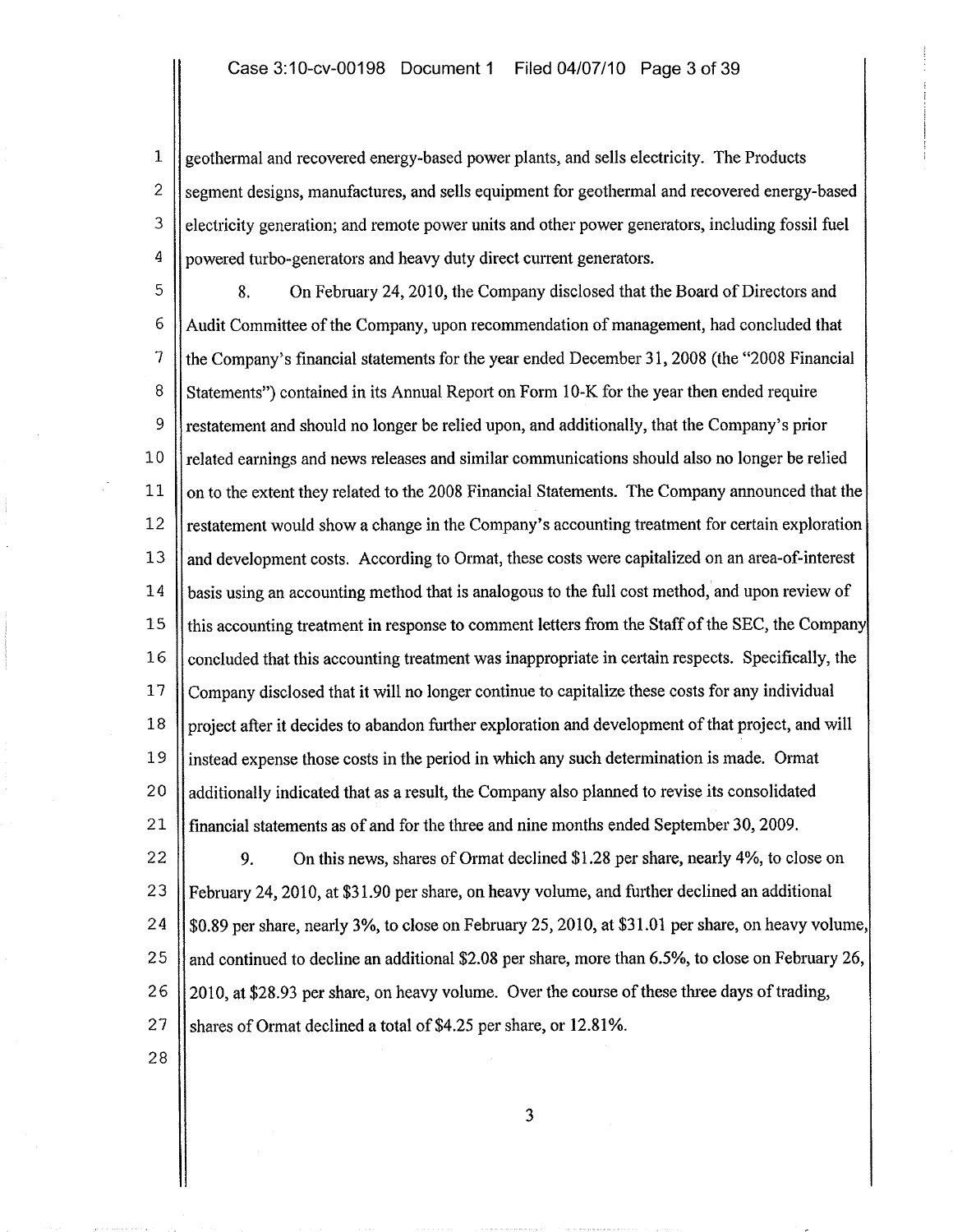geothermal and recovered energy-based power plants, and sells electricity. The Products segment designs, manufactures, and sells equipment for geothermal and recovered energy-based electricity generation; and remote power units and other power generators, including fossil fuel powered turbo-generators and heavy duty direct current generators.

8. On February 24, 2010, the Company disclosed that the Board of Directors and Audit Committee of the Company, upon recommendation of management, had concluded that the Company's financial statements for the year ended December 31, 2008 (the "2008 Financial Statements") contained in its Annual Report on Form 10-K for the year then ended require restatement and should no longer be relied upon, and additionally, that the Company's prior related earnings and news releases and similar communications should also no longer be relied on to the extent they related to the 2008 Financial Statements. The Company announced that the restatement would show a change in the Company's accounting treatment for certain exploration and development costs. According to Ormat, these costs were capitalized on an area-of-interest basis using an accounting method that is analogous to the full cost method, and upon review of this accounting treatment in response to comment letters from the Staff of the SEC, the Company concluded that this accounting treatment was inappropriate in certain respects. Specifically, the Company disclosed that it will no longer continue to capitalize these costs for any individual project after it decides to abandon further exploration and development of that project, and will instead expense those costs in the period in which any such determination is made. Ormat additionally indicated that as a result, the Company also planned to revise its consolidated financial statements as of and for the three and nine months ended September 30, 2009.

9. On this news, shares of Ormat declined $1.28 per share, nearly 4%, to close on February 24, 2010, at $31.90 per share, on heavy volume, and further declined an additional $0.89 per share, nearly 3%, to close on February 25, 2010, at $31.01 per share, on heavy volume, and continued to decline an additional $2.08 per share, more than 6.5%, to close on February 26, 2010, at $28.93 per share, on heavy volume. Over the course of these three days of trading, shares of Ormat declined a total of $4.25 per share, or 12.81%.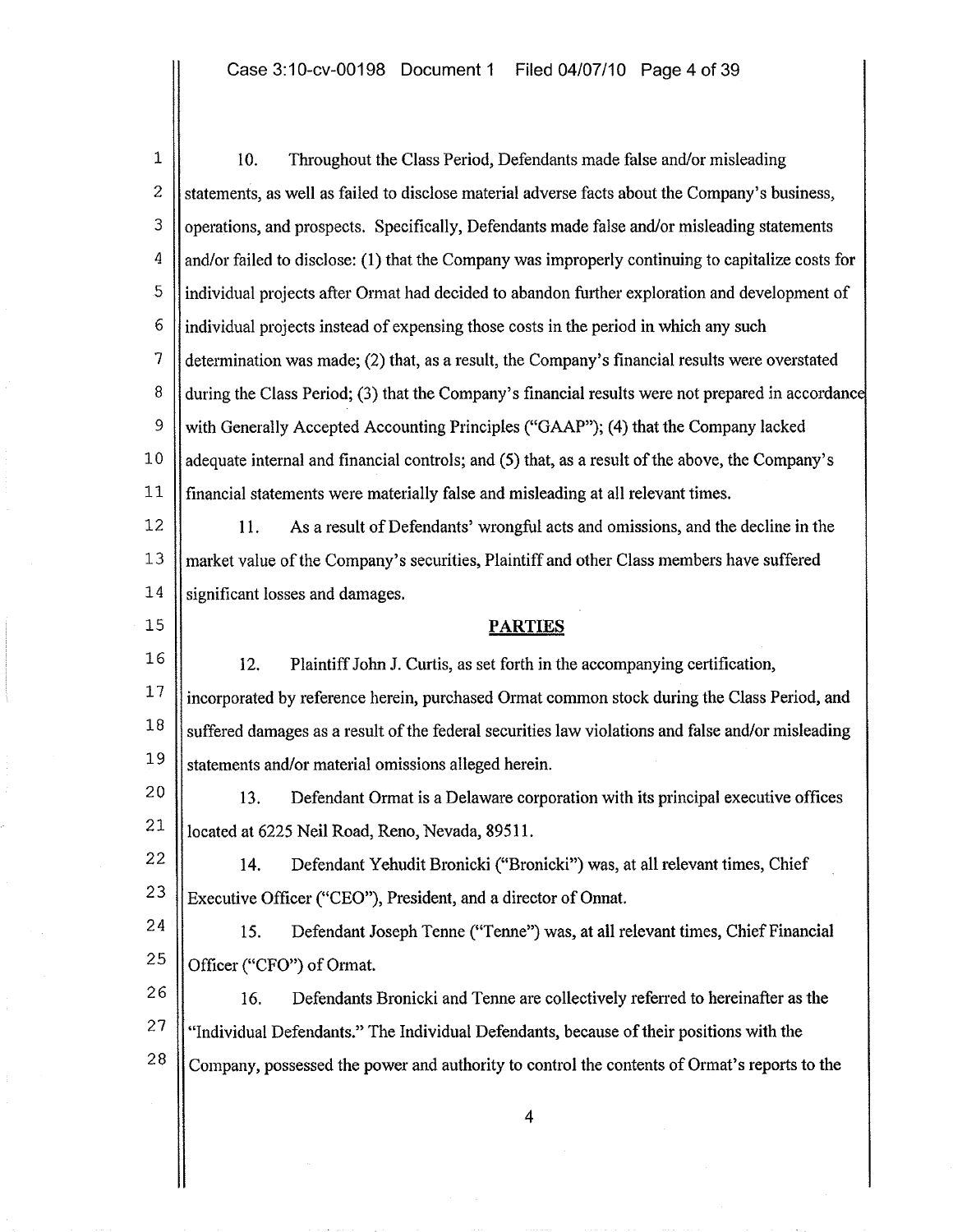10. Throughout the Class Period, Defendants made false and/or misleading statements, as well as failed to disclose material adverse facts about the Company's business, operations, and prospects. Specifically, Defendants made false and/or misleading statements and/or failed to disclose: (1) that the Company was improperly continuing to capitalize costs for individual projects after Ormat had decided to abandon further exploration and development of individual projects instead of expensing those costs in the period in which any such determination was made; (2) that, as a result, the Company's financial results were overstated during the Class Period; (3) that the Company's financial results were not prepared in accordance with Generally Accepted Accounting Principles ("GAAP"); (4) that the Company lacked adequate internal and financial controls; and (5) that, as a result of the above, the Company's financial statements were materially false and misleading at all relevant times.

11. As a result of Defendants' wrongful acts and omissions, and the decline in the market value of the Company's securities, Plaintiff and other Class members have suffered significant losses and damages.

## PARTIES

12. Plaintiff John J. Curtis, as set forth in the accompanying certification, incorporated by reference herein, purchased Ormat common stock during the Class Period, and suffered damages as a result of the federal securities law violations and false and/or misleading statements and/or material omissions alleged herein.

13. Defendant Ormat is a Delaware corporation with its principal executive offices located at 6225 Neil Road, Reno, Nevada, 89511.

14. Defendant Yehudit Bronicki ("Bronicki") was, at all relevant times, Chief Executive Officer ("CEO"), President, and a director of Ormat.

15. Defendant Joseph Tenne ("Tenne") was, at all relevant times, Chief Financial Officer ("CFO") of Ormat.

16. Defendants Bronicki and Tenne are collectively referred to hereinafter as the "Individual Defendants." The Individual Defendants, because of their positions with the Company, possessed the power and authority to control the contents of Ormat's reports to the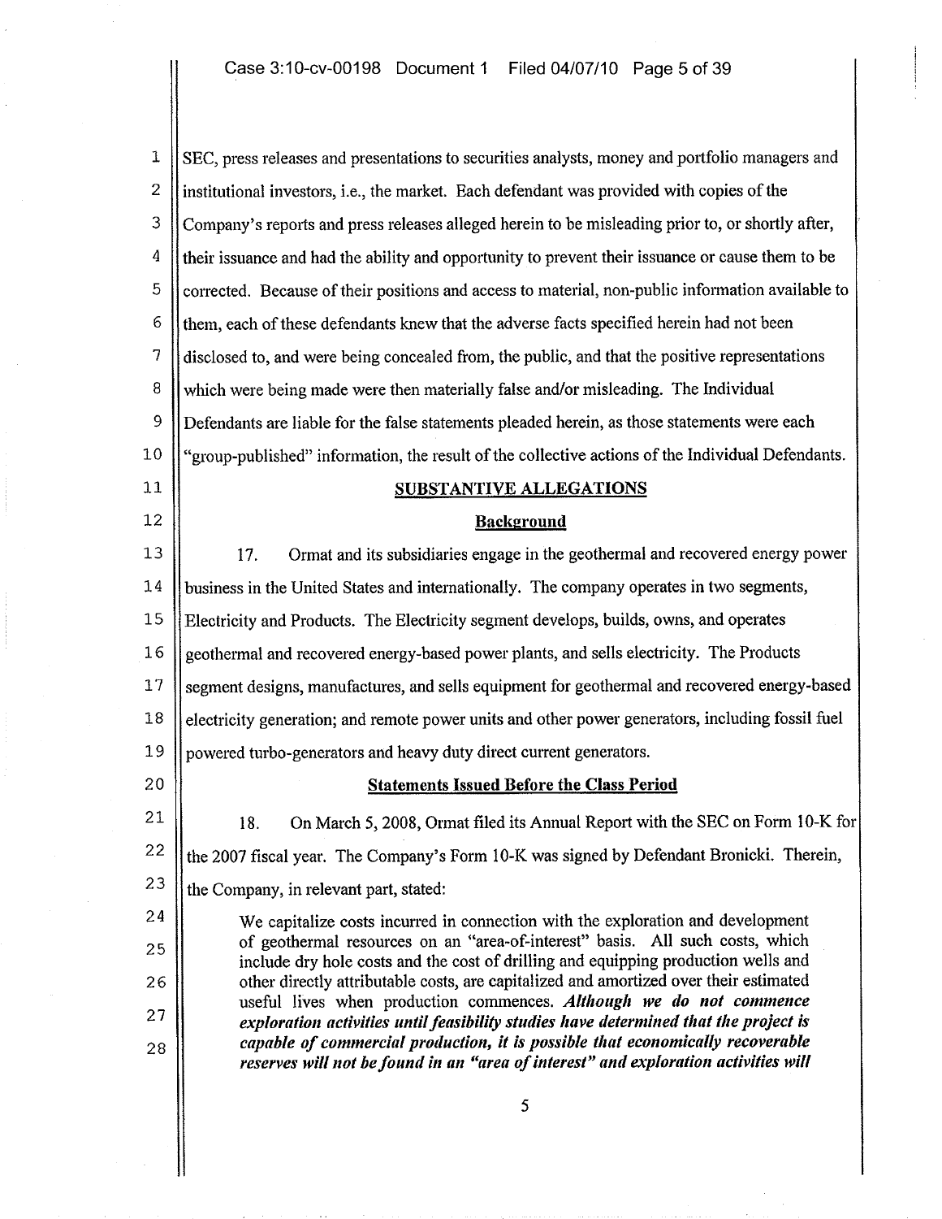SEC, press releases and presentations to securities analysts, money and portfolio managers and institutional investors, i.e., the market. Each defendant was provided with copies of the Company's reports and press releases alleged herein to be misleading prior to, or shortly after, their issuance and had the ability and opportunity to prevent their issuance or cause them to be corrected. Because of their positions and access to material, non-public information available to them, each of these defendants knew that the adverse facts specified herein had not been disclosed to, and were being concealed from, the public, and that the positive representations which were being made were then materially false and/or misleading. The Individual Defendants are liable for the false statements pleaded herein, as those statements were each "group-published" information, the result of the collective actions of the Individual Defendants.

## SUBSTANTIVE ALLEGATIONS

### Background

17. Ormat and its subsidiaries engage in the geothermal and recovered energy power business in the United States and internationally. The company operates in two segments, Electricity and Products. The Electricity segment develops, builds, owns, and operates geothermal and recovered energy-based power plants, and sells electricity. The Products segment designs, manufactures, and sells equipment for geothermal and recovered energy-based electricity generation; and remote power units and other power generators, including fossil fuel powered turbo-generators and heavy duty direct current generators.

### Statements Issued Before the Class Period

18. On March 5, 2008, Ormat filed its Annual Report with the SEC on Form 10-K for the 2007 fiscal year. The Company's Form 10-K was signed by Defendant Bronicki. Therein, the Company, in relevant part, stated:

> We capitalize costs incurred in connection with the exploration and development of geothermal resources on an "area-of-interest" basis. All such costs, which include dry hole costs and the cost of drilling and equipping production wells and other directly attributable costs, are capitalized and amortized over their estimated useful lives when production commences. ***Although we do not commence exploration activities until feasibility studies have determined that the project is capable of commercial production, it is possible that economically recoverable reserves will not be found in an "area of interest" and exploration activities will***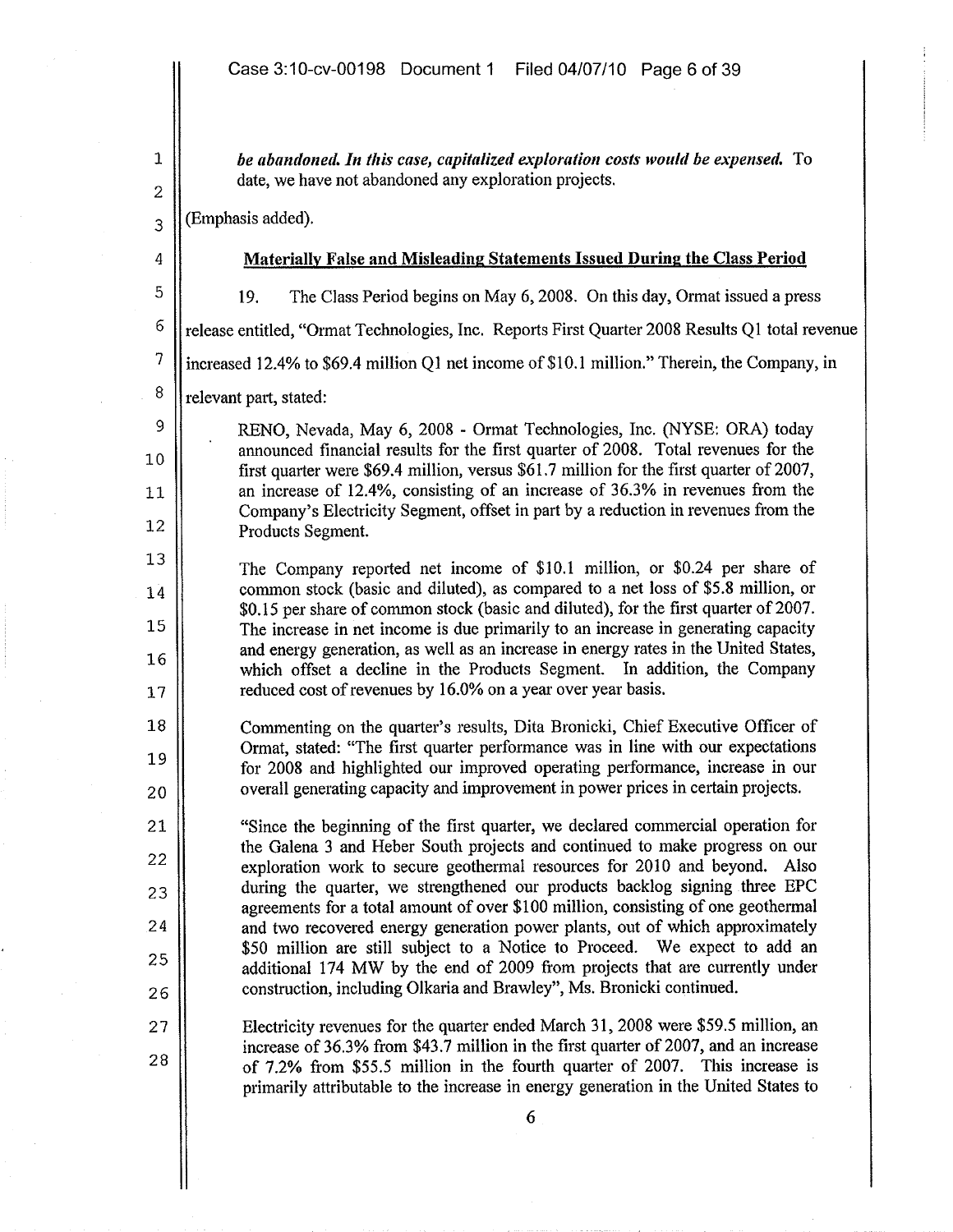*be abandoned. In this case, capitalized exploration costs would be expensed.* To date, we have not abandoned any exploration projects.

(Emphasis added).

**Materially False and Misleading Statements Issued During the Class Period**

19. The Class Period begins on May 6, 2008. On this day, Ormat issued a press release entitled, "Ormat Technologies, Inc. Reports First Quarter 2008 Results Q1 total revenue increased 12.4% to $69.4 million Q1 net income of $10.1 million." Therein, the Company, in relevant part, stated:

> RENO, Nevada, May 6, 2008 - Ormat Technologies, Inc. (NYSE: ORA) today announced financial results for the first quarter of 2008. Total revenues for the first quarter were $69.4 million, versus $61.7 million for the first quarter of 2007, an increase of 12.4%, consisting of an increase of 36.3% in revenues from the Company's Electricity Segment, offset in part by a reduction in revenues from the Products Segment.
>
> The Company reported net income of $10.1 million, or $0.24 per share of common stock (basic and diluted), as compared to a net loss of $5.8 million, or $0.15 per share of common stock (basic and diluted), for the first quarter of 2007. The increase in net income is due primarily to an increase in generating capacity and energy generation, as well as an increase in energy rates in the United States, which offset a decline in the Products Segment. In addition, the Company reduced cost of revenues by 16.0% on a year over year basis.
>
> Commenting on the quarter's results, Dita Bronicki, Chief Executive Officer of Ormat, stated: "The first quarter performance was in line with our expectations for 2008 and highlighted our improved operating performance, increase in our overall generating capacity and improvement in power prices in certain projects.
>
> "Since the beginning of the first quarter, we declared commercial operation for the Galena 3 and Heber South projects and continued to make progress on our exploration work to secure geothermal resources for 2010 and beyond. Also during the quarter, we strengthened our products backlog signing three EPC agreements for a total amount of over $100 million, consisting of one geothermal and two recovered energy generation power plants, out of which approximately $50 million are still subject to a Notice to Proceed. We expect to add an additional 174 MW by the end of 2009 from projects that are currently under construction, including Olkaria and Brawley", Ms. Bronicki continued.
>
> Electricity revenues for the quarter ended March 31, 2008 were $59.5 million, an increase of 36.3% from $43.7 million in the first quarter of 2007, and an increase of 7.2% from $55.5 million in the fourth quarter of 2007. This increase is primarily attributable to the increase in energy generation in the United States to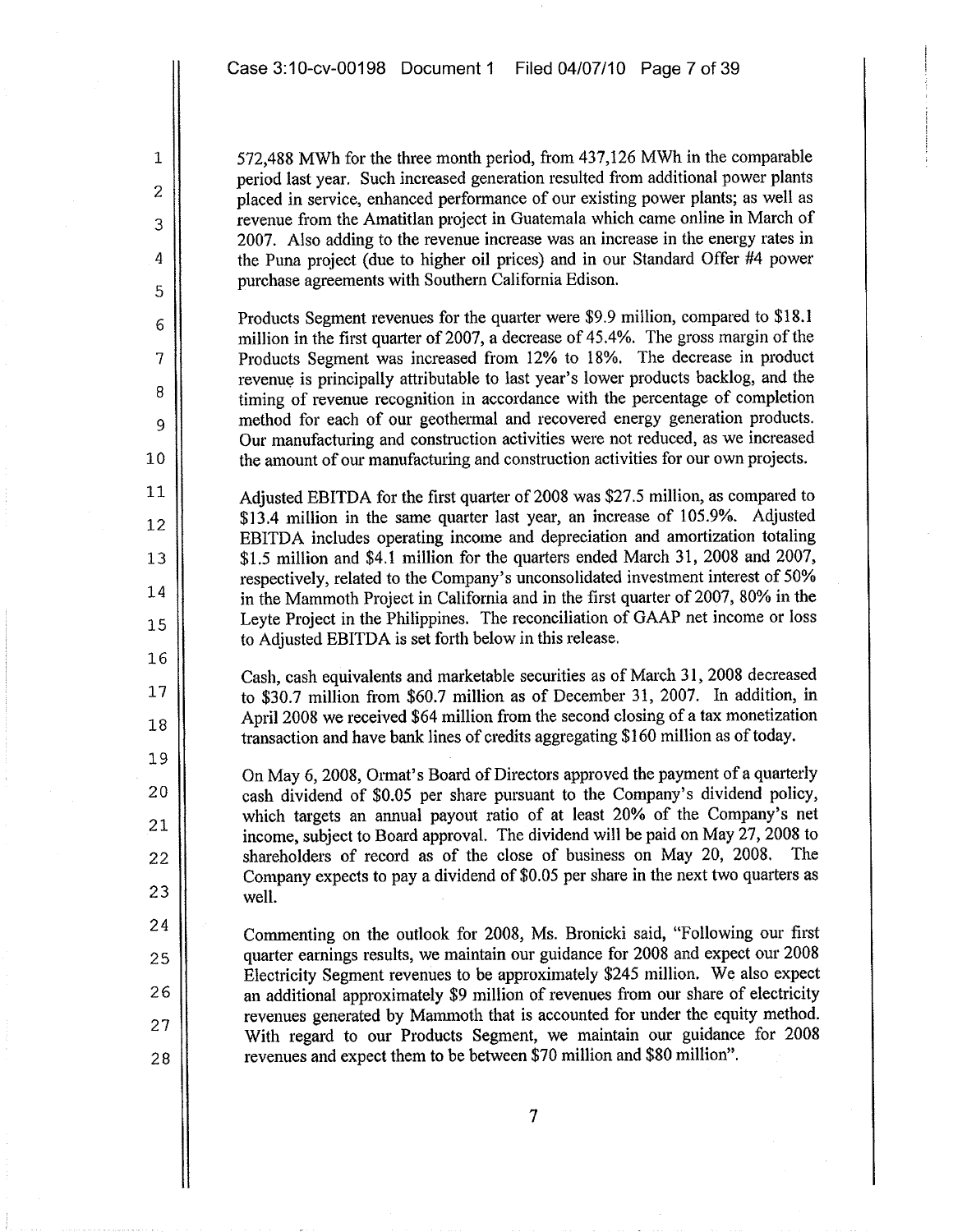572,488 MWh for the three month period, from 437,126 MWh in the comparable period last year. Such increased generation resulted from additional power plants placed in service, enhanced performance of our existing power plants; as well as revenue from the Amatitlan project in Guatemala which came online in March of 2007. Also adding to the revenue increase was an increase in the energy rates in the Puna project (due to higher oil prices) and in our Standard Offer #4 power purchase agreements with Southern California Edison.

Products Segment revenues for the quarter were $9.9 million, compared to $18.1 million in the first quarter of 2007, a decrease of 45.4%. The gross margin of the Products Segment was increased from 12% to 18%. The decrease in product revenue is principally attributable to last year's lower products backlog, and the timing of revenue recognition in accordance with the percentage of completion method for each of our geothermal and recovered energy generation products. Our manufacturing and construction activities were not reduced, as we increased the amount of our manufacturing and construction activities for our own projects.

Adjusted EBITDA for the first quarter of 2008 was $27.5 million, as compared to $13.4 million in the same quarter last year, an increase of 105.9%. Adjusted EBITDA includes operating income and depreciation and amortization totaling $1.5 million and $4.1 million for the quarters ended March 31, 2008 and 2007, respectively, related to the Company's unconsolidated investment interest of 50% in the Mammoth Project in California and in the first quarter of 2007, 80% in the Leyte Project in the Philippines. The reconciliation of GAAP net income or loss to Adjusted EBITDA is set forth below in this release.

Cash, cash equivalents and marketable securities as of March 31, 2008 decreased to $30.7 million from $60.7 million as of December 31, 2007. In addition, in April 2008 we received $64 million from the second closing of a tax monetization transaction and have bank lines of credits aggregating $160 million as of today.

On May 6, 2008, Ormat's Board of Directors approved the payment of a quarterly cash dividend of $0.05 per share pursuant to the Company's dividend policy, which targets an annual payout ratio of at least 20% of the Company's net income, subject to Board approval. The dividend will be paid on May 27, 2008 to shareholders of record as of the close of business on May 20, 2008. The Company expects to pay a dividend of $0.05 per share in the next two quarters as well.

Commenting on the outlook for 2008, Ms. Bronicki said, "Following our first quarter earnings results, we maintain our guidance for 2008 and expect our 2008 Electricity Segment revenues to be approximately $245 million. We also expect an additional approximately $9 million of revenues from our share of electricity revenues generated by Mammoth that is accounted for under the equity method. With regard to our Products Segment, we maintain our guidance for 2008 revenues and expect them to be between $70 million and $80 million".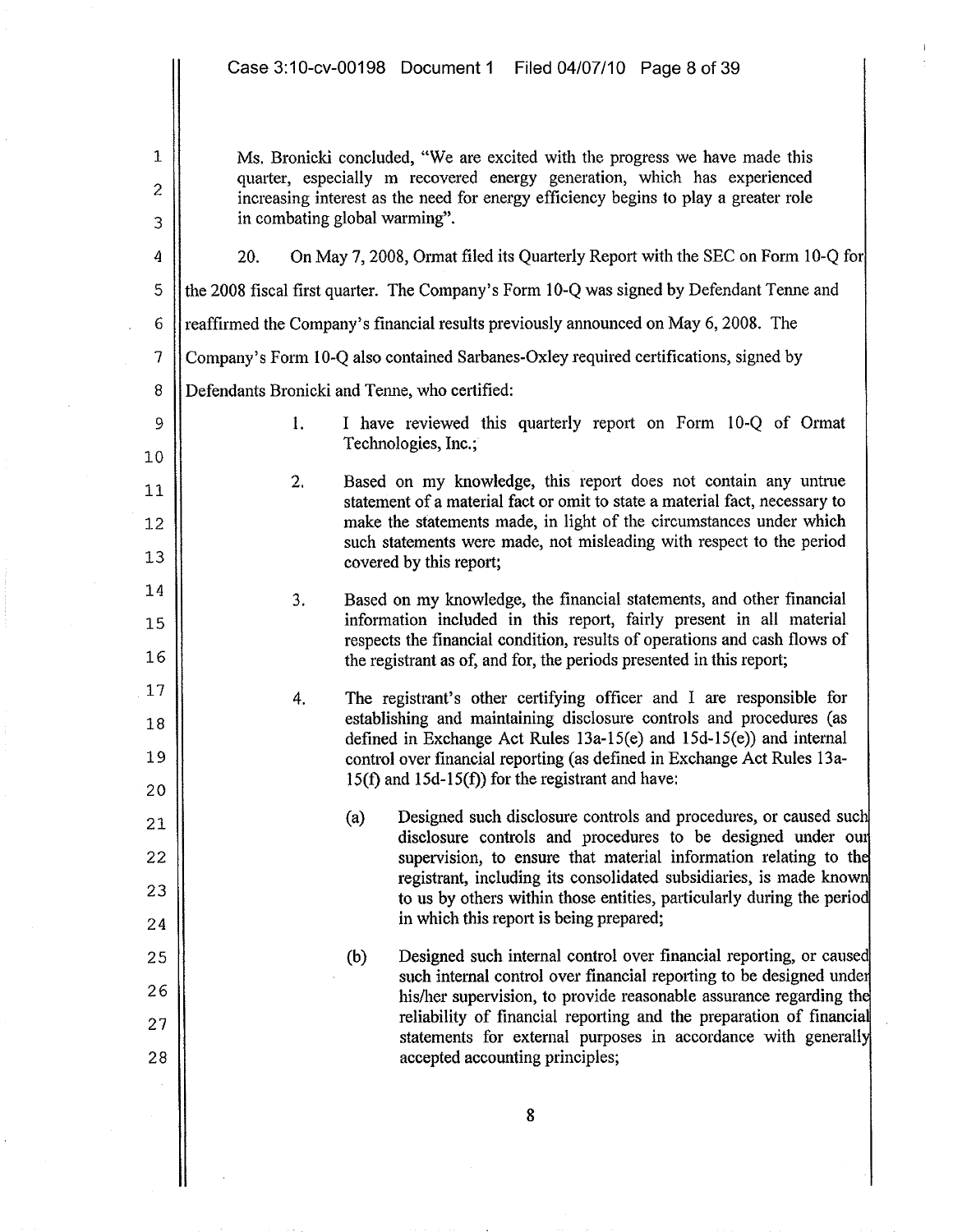Ms. Bronicki concluded, "We are excited with the progress we have made this quarter, especially m recovered energy generation, which has experienced increasing interest as the need for energy efficiency begins to play a greater role in combating global warming".

20. On May 7, 2008, Ormat filed its Quarterly Report with the SEC on Form 10-Q for the 2008 fiscal first quarter. The Company's Form 10-Q was signed by Defendant Tenne and reaffirmed the Company's financial results previously announced on May 6, 2008. The Company's Form 10-Q also contained Sarbanes-Oxley required certifications, signed by Defendants Bronicki and Tenne, who certified:

> 1. I have reviewed this quarterly report on Form 10-Q of Ormat Technologies, Inc.;
>
> 2. Based on my knowledge, this report does not contain any untrue statement of a material fact or omit to state a material fact, necessary to make the statements made, in light of the circumstances under which such statements were made, not misleading with respect to the period covered by this report;
>
> 3. Based on my knowledge, the financial statements, and other financial information included in this report, fairly present in all material respects the financial condition, results of operations and cash flows of the registrant as of, and for, the periods presented in this report;
>
> 4. The registrant's other certifying officer and I are responsible for establishing and maintaining disclosure controls and procedures (as defined in Exchange Act Rules 13a-15(e) and 15d-15(e)) and internal control over financial reporting (as defined in Exchange Act Rules 13a-15(f) and 15d-15(f)) for the registrant and have:
>
>     (a) Designed such disclosure controls and procedures, or caused such disclosure controls and procedures to be designed under our supervision, to ensure that material information relating to the registrant, including its consolidated subsidiaries, is made known to us by others within those entities, particularly during the period in which this report is being prepared;
>
>     (b) Designed such internal control over financial reporting, or caused such internal control over financial reporting to be designed under his/her supervision, to provide reasonable assurance regarding the reliability of financial reporting and the preparation of financial statements for external purposes in accordance with generally accepted accounting principles;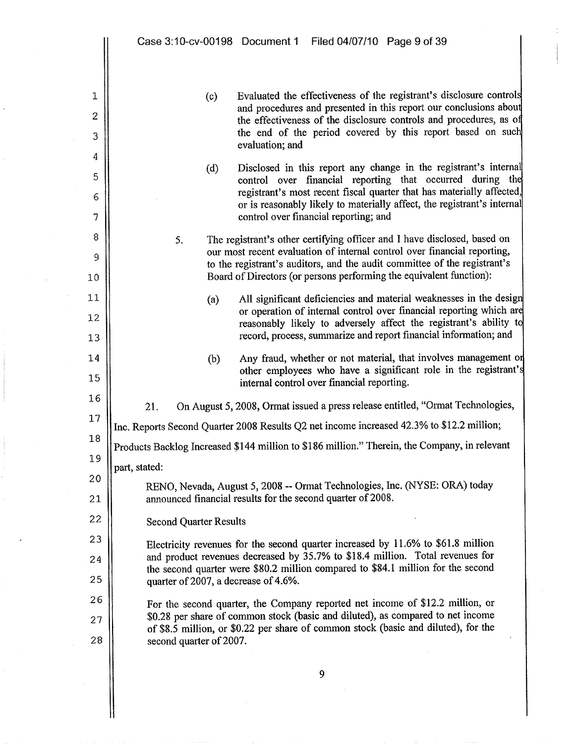(c) Evaluated the effectiveness of the registrant's disclosure controls and procedures and presented in this report our conclusions about the effectiveness of the disclosure controls and procedures, as of the end of the period covered by this report based on such evaluation; and

(d) Disclosed in this report any change in the registrant's internal control over financial reporting that occurred during the registrant's most recent fiscal quarter that has materially affected, or is reasonably likely to materially affect, the registrant's internal control over financial reporting; and

5. The registrant's other certifying officer and I have disclosed, based on our most recent evaluation of internal control over financial reporting, to the registrant's auditors, and the audit committee of the registrant's Board of Directors (or persons performing the equivalent function):

(a) All significant deficiencies and material weaknesses in the design or operation of internal control over financial reporting which are reasonably likely to adversely affect the registrant's ability to record, process, summarize and report financial information; and

(b) Any fraud, whether or not material, that involves management or other employees who have a significant role in the registrant's internal control over financial reporting.

21. On August 5, 2008, Ormat issued a press release entitled, "Ormat Technologies, Inc. Reports Second Quarter 2008 Results Q2 net income increased 42.3% to $12.2 million; Products Backlog Increased $144 million to $186 million." Therein, the Company, in relevant part, stated:

> RENO, Nevada, August 5, 2008 -- Ormat Technologies, Inc. (NYSE: ORA) today announced financial results for the second quarter of 2008.
>
> Second Quarter Results
>
> Electricity revenues for the second quarter increased by 11.6% to $61.8 million and product revenues decreased by 35.7% to $18.4 million. Total revenues for the second quarter were $80.2 million compared to $84.1 million for the second quarter of 2007, a decrease of 4.6%.
>
> For the second quarter, the Company reported net income of $12.2 million, or $0.28 per share of common stock (basic and diluted), as compared to net income of $8.5 million, or $0.22 per share of common stock (basic and diluted), for the second quarter of 2007.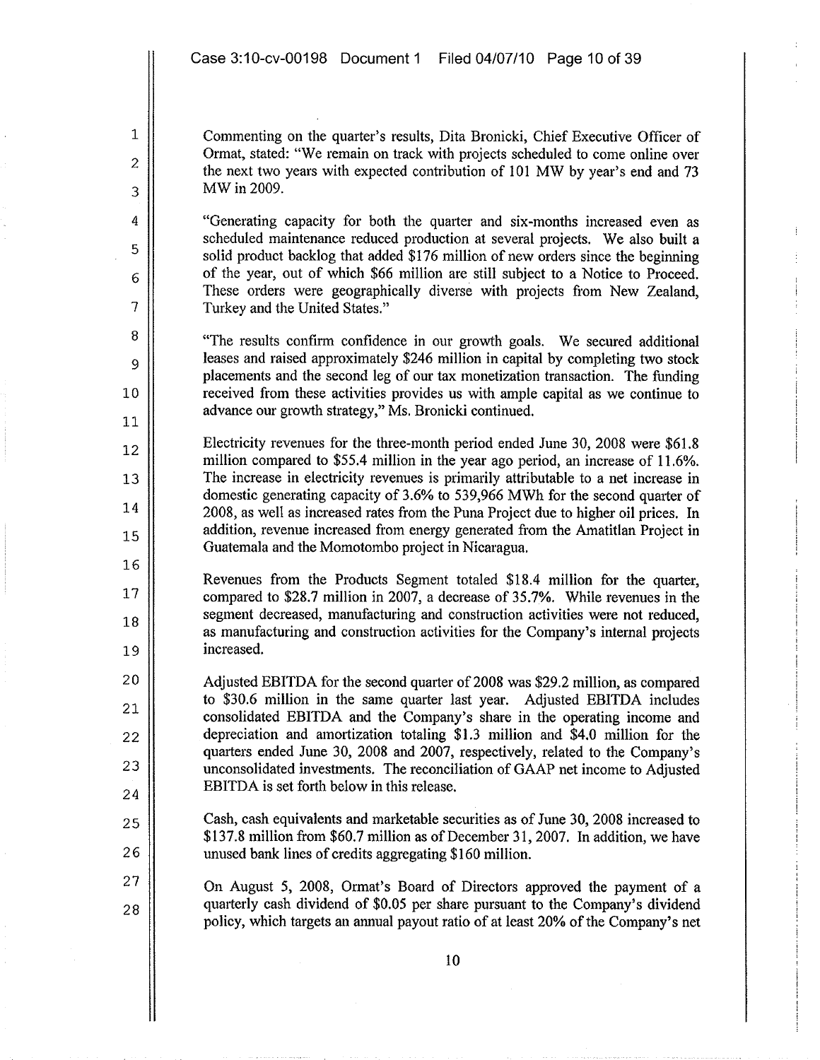Commenting on the quarter's results, Dita Bronicki, Chief Executive Officer of Ormat, stated: "We remain on track with projects scheduled to come online over the next two years with expected contribution of 101 MW by year's end and 73 MW in 2009.

"Generating capacity for both the quarter and six-months increased even as scheduled maintenance reduced production at several projects. We also built a solid product backlog that added $176 million of new orders since the beginning of the year, out of which $66 million are still subject to a Notice to Proceed. These orders were geographically diverse with projects from New Zealand, Turkey and the United States."

"The results confirm confidence in our growth goals. We secured additional leases and raised approximately $246 million in capital by completing two stock placements and the second leg of our tax monetization transaction. The funding received from these activities provides us with ample capital as we continue to advance our growth strategy," Ms. Bronicki continued.

Electricity revenues for the three-month period ended June 30, 2008 were $61.8 million compared to $55.4 million in the year ago period, an increase of 11.6%. The increase in electricity revenues is primarily attributable to a net increase in domestic generating capacity of 3.6% to 539,966 MWh for the second quarter of 2008, as well as increased rates from the Puna Project due to higher oil prices. In addition, revenue increased from energy generated from the Amatitlan Project in Guatemala and the Momotombo project in Nicaragua.

Revenues from the Products Segment totaled $18.4 million for the quarter, compared to $28.7 million in 2007, a decrease of 35.7%. While revenues in the segment decreased, manufacturing and construction activities were not reduced, as manufacturing and construction activities for the Company's internal projects increased.

Adjusted EBITDA for the second quarter of 2008 was $29.2 million, as compared to $30.6 million in the same quarter last year. Adjusted EBITDA includes consolidated EBITDA and the Company's share in the operating income and depreciation and amortization totaling $1.3 million and $4.0 million for the quarters ended June 30, 2008 and 2007, respectively, related to the Company's unconsolidated investments. The reconciliation of GAAP net income to Adjusted EBITDA is set forth below in this release.

Cash, cash equivalents and marketable securities as of June 30, 2008 increased to $137.8 million from $60.7 million as of December 31, 2007. In addition, we have unused bank lines of credits aggregating $160 million.

On August 5, 2008, Ormat's Board of Directors approved the payment of a quarterly cash dividend of $0.05 per share pursuant to the Company's dividend policy, which targets an annual payout ratio of at least 20% of the Company's net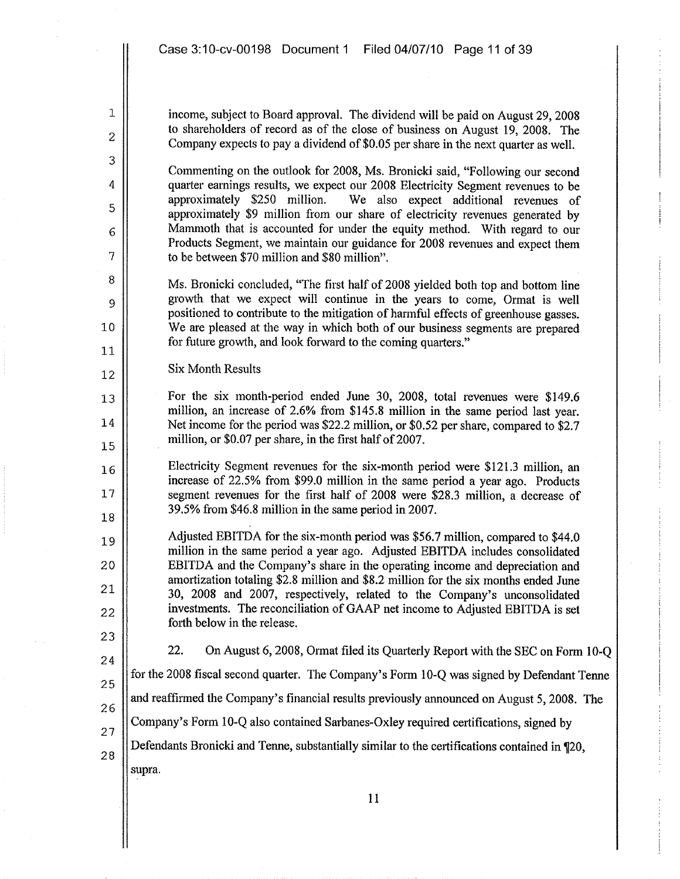income, subject to Board approval. The dividend will be paid on August 29, 2008 to shareholders of record as of the close of business on August 19, 2008. The Company expects to pay a dividend of $0.05 per share in the next quarter as well.

Commenting on the outlook for 2008, Ms. Bronicki said, "Following our second quarter earnings results, we expect our 2008 Electricity Segment revenues to be approximately $250 million. We also expect additional revenues of approximately $9 million from our share of electricity revenues generated by Mammoth that is accounted for under the equity method. With regard to our Products Segment, we maintain our guidance for 2008 revenues and expect them to be between $70 million and $80 million".

Ms. Bronicki concluded, "The first half of 2008 yielded both top and bottom line growth that we expect will continue in the years to come, Ormat is well positioned to contribute to the mitigation of harmful effects of greenhouse gasses. We are pleased at the way in which both of our business segments are prepared for future growth, and look forward to the coming quarters."

Six Month Results

For the six month-period ended June 30, 2008, total revenues were $149.6 million, an increase of 2.6% from $145.8 million in the same period last year. Net income for the period was $22.2 million, or $0.52 per share, compared to $2.7 million, or $0.07 per share, in the first half of 2007.

Electricity Segment revenues for the six-month period were $121.3 million, an increase of 22.5% from $99.0 million in the same period a year ago. Products segment revenues for the first half of 2008 were $28.3 million, a decrease of 39.5% from $46.8 million in the same period in 2007.

Adjusted EBITDA for the six-month period was $56.7 million, compared to $44.0 million in the same period a year ago. Adjusted EBITDA includes consolidated EBITDA and the Company's share in the operating income and depreciation and amortization totaling $2.8 million and $8.2 million for the six months ended June 30, 2008 and 2007, respectively, related to the Company's unconsolidated investments. The reconciliation of GAAP net income to Adjusted EBITDA is set forth below in the release.

22. On August 6, 2008, Ormat filed its Quarterly Report with the SEC on Form 10-Q for the 2008 fiscal second quarter. The Company's Form 10-Q was signed by Defendant Tenne and reaffirmed the Company's financial results previously announced on August 5, 2008. The Company's Form 10-Q also contained Sarbanes-Oxley required certifications, signed by Defendants Bronicki and Tenne, substantially similar to the certifications contained in ¶20, supra.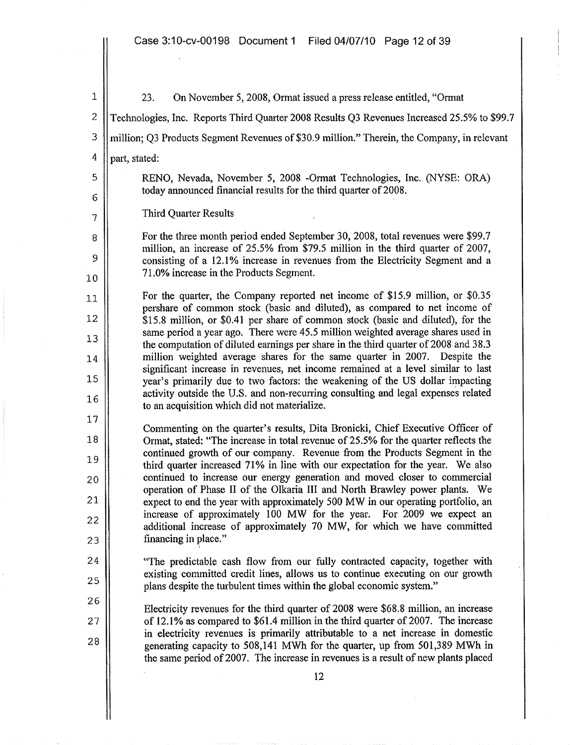23. On November 5, 2008, Ormat issued a press release entitled, "Ormat Technologies, Inc. Reports Third Quarter 2008 Results Q3 Revenues Increased 25.5% to $99.7 million; Q3 Products Segment Revenues of $30.9 million." Therein, the Company, in relevant part, stated:

> RENO, Nevada, November 5, 2008 -Ormat Technologies, Inc. (NYSE: ORA) today announced financial results for the third quarter of 2008.
>
> Third Quarter Results
>
> For the three month period ended September 30, 2008, total revenues were $99.7 million, an increase of 25.5% from $79.5 million in the third quarter of 2007, consisting of a 12.1% increase in revenues from the Electricity Segment and a 71.0% increase in the Products Segment.
>
> For the quarter, the Company reported net income of $15.9 million, or $0.35 pershare of common stock (basic and diluted), as compared to net income of $15.8 million, or $0.41 per share of common stock (basic and diluted), for the same period a year ago. There were 45.5 million weighted average shares used in the computation of diluted earnings per share in the third quarter of 2008 and 38.3 million weighted average shares for the same quarter in 2007. Despite the significant increase in revenues, net income remained at a level similar to last year's primarily due to two factors: the weakening of the US dollar impacting activity outside the U.S. and non-recurring consulting and legal expenses related to an acquisition which did not materialize.
>
> Commenting on the quarter's results, Dita Bronicki, Chief Executive Officer of Ormat, stated: "The increase in total revenue of 25.5% for the quarter reflects the continued growth of our company. Revenue from the Products Segment in the third quarter increased 71% in line with our expectation for the year. We also continued to increase our energy generation and moved closer to commercial operation of Phase II of the Olkaria III and North Brawley power plants. We expect to end the year with approximately 500 MW in our operating portfolio, an increase of approximately 100 MW for the year. For 2009 we expect an additional increase of approximately 70 MW, for which we have committed financing in place."
>
> "The predictable cash flow from our fully contracted capacity, together with existing committed credit lines, allows us to continue executing on our growth plans despite the turbulent times within the global economic system."
>
> Electricity revenues for the third quarter of 2008 were $68.8 million, an increase of 12.1% as compared to $61.4 million in the third quarter of 2007. The increase in electricity revenues is primarily attributable to a net increase in domestic generating capacity to 508,141 MWh for the quarter, up from 501,389 MWh in the same period of 2007. The increase in revenues is a result of new plants placed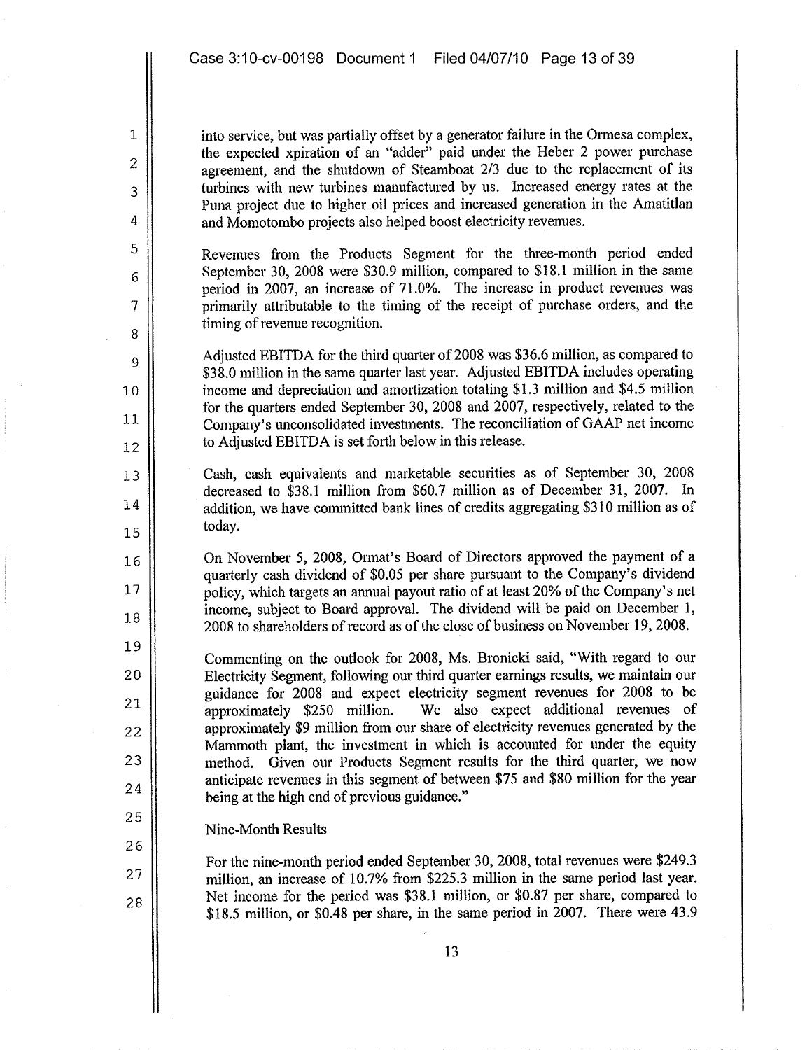into service, but was partially offset by a generator failure in the Ormesa complex, the expected xpiration of an "adder" paid under the Heber 2 power purchase agreement, and the shutdown of Steamboat 2/3 due to the replacement of its turbines with new turbines manufactured by us. Increased energy rates at the Puna project due to higher oil prices and increased generation in the Amatitlan and Momotombo projects also helped boost electricity revenues.

Revenues from the Products Segment for the three-month period ended September 30, 2008 were $30.9 million, compared to $18.1 million in the same period in 2007, an increase of 71.0%. The increase in product revenues was primarily attributable to the timing of the receipt of purchase orders, and the timing of revenue recognition.

Adjusted EBITDA for the third quarter of 2008 was $36.6 million, as compared to $38.0 million in the same quarter last year. Adjusted EBITDA includes operating income and depreciation and amortization totaling $1.3 million and $4.5 million for the quarters ended September 30, 2008 and 2007, respectively, related to the Company's unconsolidated investments. The reconciliation of GAAP net income to Adjusted EBITDA is set forth below in this release.

Cash, cash equivalents and marketable securities as of September 30, 2008 decreased to $38.1 million from $60.7 million as of December 31, 2007. In addition, we have committed bank lines of credits aggregating $310 million as of today.

On November 5, 2008, Ormat's Board of Directors approved the payment of a quarterly cash dividend of $0.05 per share pursuant to the Company's dividend policy, which targets an annual payout ratio of at least 20% of the Company's net income, subject to Board approval. The dividend will be paid on December 1, 2008 to shareholders of record as of the close of business on November 19, 2008.

Commenting on the outlook for 2008, Ms. Bronicki said, "With regard to our Electricity Segment, following our third quarter earnings results, we maintain our guidance for 2008 and expect electricity segment revenues for 2008 to be approximately $250 million. We also expect additional revenues of approximately $9 million from our share of electricity revenues generated by the Mammoth plant, the investment in which is accounted for under the equity method. Given our Products Segment results for the third quarter, we now anticipate revenues in this segment of between $75 and $80 million for the year being at the high end of previous guidance."

Nine-Month Results

For the nine-month period ended September 30, 2008, total revenues were $249.3 million, an increase of 10.7% from $225.3 million in the same period last year. Net income for the period was $38.1 million, or $0.87 per share, compared to $18.5 million, or $0.48 per share, in the same period in 2007. There were 43.9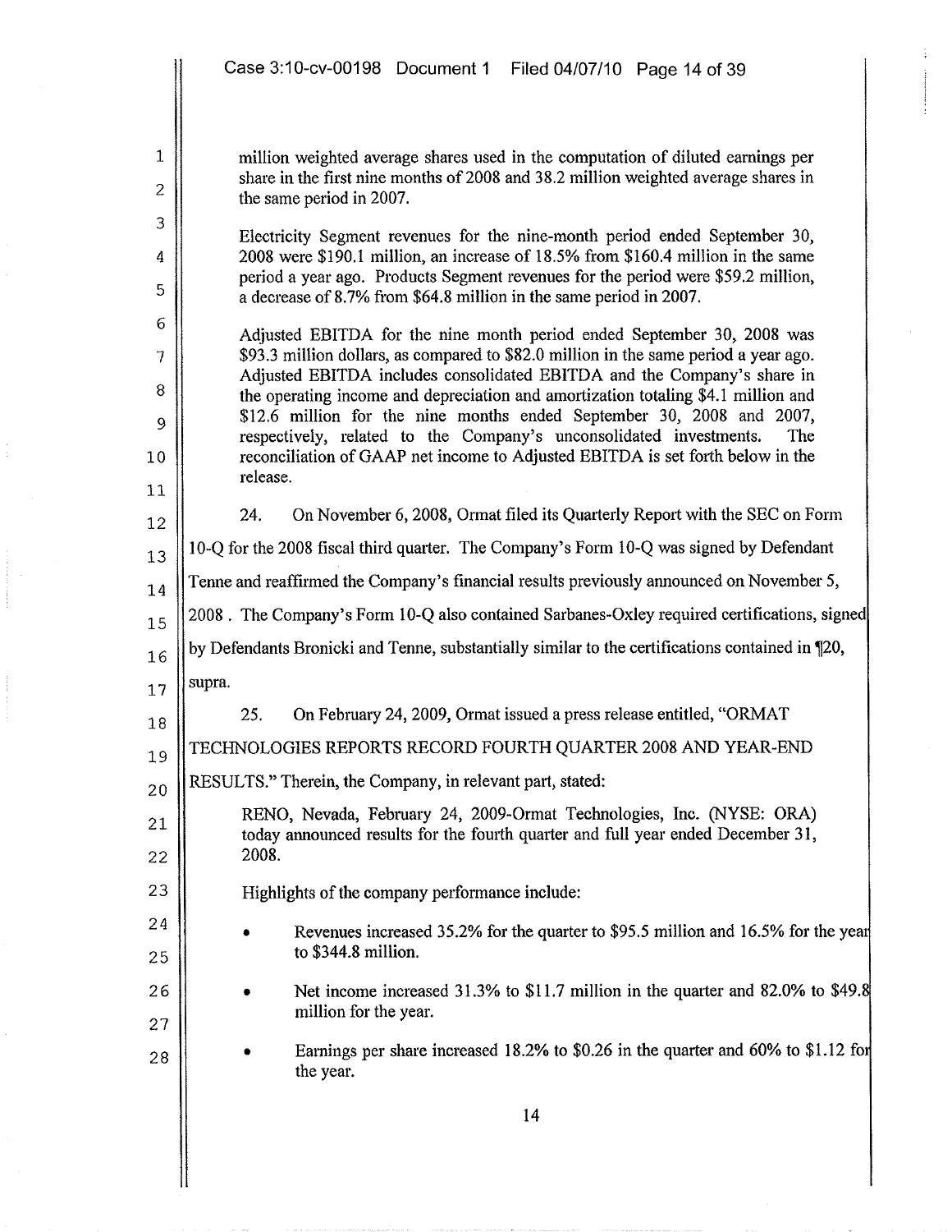million weighted average shares used in the computation of diluted earnings per share in the first nine months of 2008 and 38.2 million weighted average shares in the same period in 2007.

> Electricity Segment revenues for the nine-month period ended September 30, 2008 were $190.1 million, an increase of 18.5% from $160.4 million in the same period a year ago. Products Segment revenues for the period were $59.2 million, a decrease of 8.7% from $64.8 million in the same period in 2007.
>
> Adjusted EBITDA for the nine month period ended September 30, 2008 was $93.3 million dollars, as compared to $82.0 million in the same period a year ago. Adjusted EBITDA includes consolidated EBITDA and the Company's share in the operating income and depreciation and amortization totaling $4.1 million and $12.6 million for the nine months ended September 30, 2008 and 2007, respectively, related to the Company's unconsolidated investments. The reconciliation of GAAP net income to Adjusted EBITDA is set forth below in the release.

24. On November 6, 2008, Ormat filed its Quarterly Report with the SEC on Form 10-Q for the 2008 fiscal third quarter. The Company's Form 10-Q was signed by Defendant Tenne and reaffirmed the Company's financial results previously announced on November 5, 2008 . The Company's Form 10-Q also contained Sarbanes-Oxley required certifications, signed by Defendants Bronicki and Tenne, substantially similar to the certifications contained in ¶20, supra.

25. On February 24, 2009, Ormat issued a press release entitled, "ORMAT TECHNOLOGIES REPORTS RECORD FOURTH QUARTER 2008 AND YEAR-END RESULTS." Therein, the Company, in relevant part, stated:

> RENO, Nevada, February 24, 2009-Ormat Technologies, Inc. (NYSE: ORA) today announced results for the fourth quarter and full year ended December 31, 2008.
>
> Highlights of the company performance include:
>
> - Revenues increased 35.2% for the quarter to $95.5 million and 16.5% for the year to $344.8 million.
> - Net income increased 31.3% to $11.7 million in the quarter and 82.0% to $49.8 million for the year.
> - Earnings per share increased 18.2% to $0.26 in the quarter and 60% to $1.12 for the year.